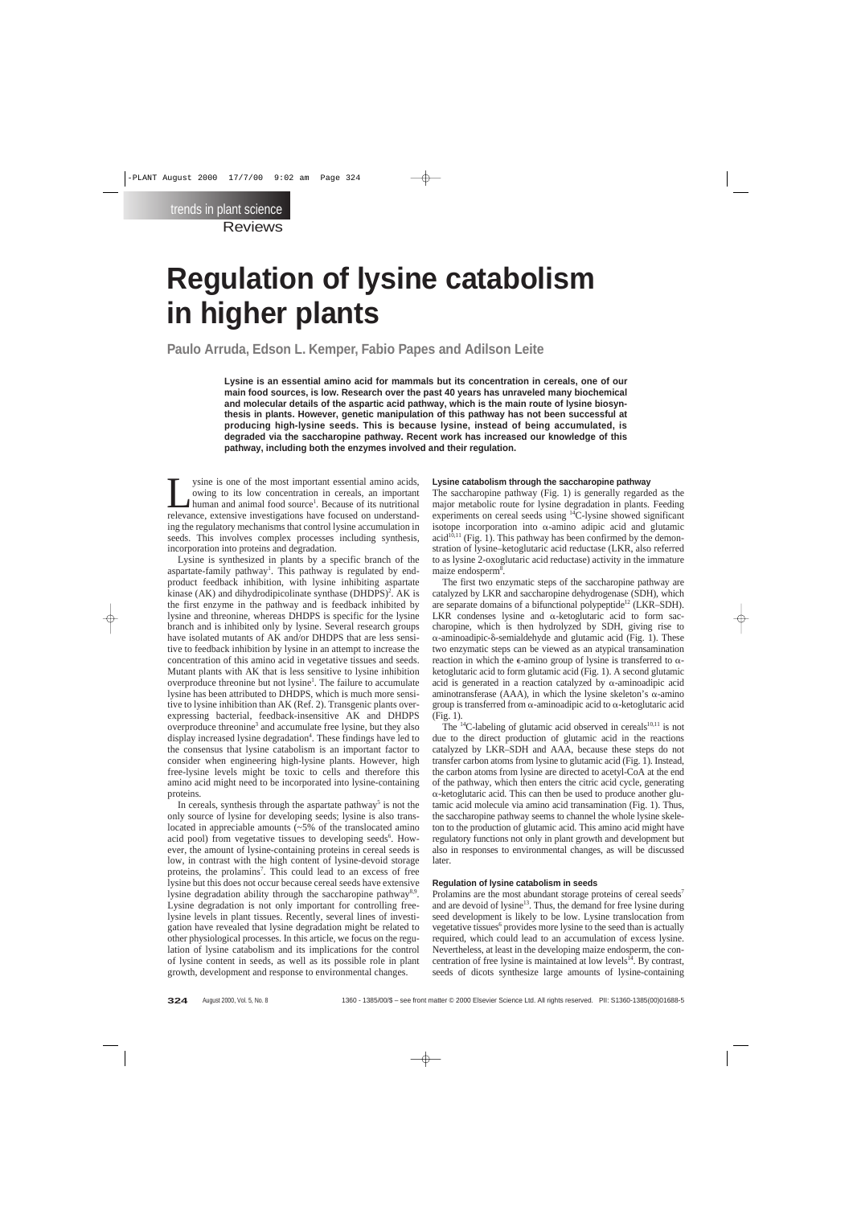# Regulation of lysine catabolism in higher plants

**Paulo Arruda, Edson L. Kemper, Fabio Papes and Adilson Leite**

**Lysine is an essential amino acid for mammals but its concentration in cereals, one of our main food sources, is low. Research over the past 40 years has unraveled many biochemical and molecular details of the aspartic acid pathway, which is the main route of lysine biosynthesis in plants. However, genetic manipulation of this pathway has not been successful at producing high-lysine seeds. This is because lysine, instead of being accumulated, is degraded via the saccharopine pathway. Recent work has increased our knowledge of this pathway, including both the enzymes involved and their regulation.**

Lysine is one of the most important essential amino acids, owing to its low concentration in cereals, an important human and animal food source[1]. Because of its nutritional relevance, extensive investigations have focused on understanding the regulatory mechanisms that control lysine accumulation in seeds. This involves complex processes including synthesis, incorporation into proteins and degradation.

Lysine is synthesized in plants by a specific branch of the aspartate-family pathway[1]. This pathway is regulated by end-product feedback inhibition, with lysine inhibiting aspartate kinase (AK) and dihydrodipicolinate synthase (DHDPS)[2]. AK is the first enzyme in the pathway and is feedback inhibited by lysine and threonine, whereas DHDPS is specific for the lysine branch and is inhibited only by lysine. Several research groups have isolated mutants of AK and/or DHDPS that are less sensitive to feedback inhibition by lysine in an attempt to increase the concentration of this amino acid in vegetative tissues and seeds. Mutant plants with AK that is less sensitive to lysine inhibition overproduce threonine but not lysine[1]. The failure to accumulate lysine has been attributed to DHDPS, which is much more sensitive to lysine inhibition than AK (Ref. 2). Transgenic plants overexpressing bacterial, feedback-insensitive AK and DHDPS overproduce threonine[3] and accumulate free lysine, but they also display increased lysine degradation[4]. These findings have led to the consensus that lysine catabolism is an important factor to consider when engineering high-lysine plants. However, high free-lysine levels might be toxic to cells and therefore this amino acid might need to be incorporated into lysine-containing proteins.

In cereals, synthesis through the aspartate pathway[5] is not the only source of lysine for developing seeds; lysine is also translocated in appreciable amounts (~5% of the translocated amino acid pool) from vegetative tissues to developing seeds[6]. However, the amount of lysine-containing proteins in cereal seeds is low, in contrast with the high content of lysine-devoid storage proteins, the prolamins[7]. This could lead to an excess of free lysine but this does not occur because cereal seeds have extensive lysine degradation ability through the saccharopine pathway[8,9]. Lysine degradation is not only important for controlling free-lysine levels in plant tissues. Recently, several lines of investigation have revealed that lysine degradation might be related to other physiological processes. In this article, we focus on the regulation of lysine catabolism and its implications for the control of lysine content in seeds, as well as its possible role in plant growth, development and response to environmental changes.

### Lysine catabolism through the saccharopine pathway

The saccharopine pathway (Fig. 1) is generally regarded as the major metabolic route for lysine degradation in plants. Feeding experiments on cereal seeds using $^{14}$C-lysine showed significant isotope incorporation into α-amino adipic acid and glutamic acid[10,11] (Fig. 1). This pathway has been confirmed by the demonstration of lysine–ketoglutaric acid reductase (LKR, also referred to as lysine 2-oxoglutaric acid reductase) activity in the immature maize endosperm[8].

The first two enzymatic steps of the saccharopine pathway are catalyzed by LKR and saccharopine dehydrogenase (SDH), which are separate domains of a bifunctional polypeptide[12] (LKR–SDH). LKR condenses lysine and α-ketoglutaric acid to form saccharopine, which is then hydrolyzed by SDH, giving rise to α-aminoadipic-δ-semialdehyde and glutamic acid (Fig. 1). These two enzymatic steps can be viewed as an atypical transamination reaction in which the ε-amino group of lysine is transferred to α-ketoglutaric acid to form glutamic acid (Fig. 1). A second glutamic acid is generated in a reaction catalyzed by α-aminoadipic acid aminotransferase (AAA), in which the lysine skeleton's α-amino group is transferred from α-aminoadipic acid to α-ketoglutaric acid (Fig. 1).

The $^{14}$C-labeling of glutamic acid observed in cereals[10,11] is not due to the direct production of glutamic acid in the reactions catalyzed by LKR–SDH and AAA, because these steps do not transfer carbon atoms from lysine to glutamic acid (Fig. 1). Instead, the carbon atoms from lysine are directed to acetyl-CoA at the end of the pathway, which then enters the citric acid cycle, generating α-ketoglutaric acid. This can then be used to produce another glutamic acid molecule via amino acid transamination (Fig. 1). Thus, the saccharopine pathway seems to channel the whole lysine skeleton to the production of glutamic acid. This amino acid might have regulatory functions not only in plant growth and development but also in responses to environmental changes, as will be discussed later.

### Regulation of lysine catabolism in seeds

Prolamins are the most abundant storage proteins of cereal seeds[7] and are devoid of lysine[13]. Thus, the demand for free lysine during seed development is likely to be low. Lysine translocation from vegetative tissues[6] provides more lysine to the seed than is actually required, which could lead to an accumulation of excess lysine. Nevertheless, at least in the developing maize endosperm, the concentration of free lysine is maintained at low levels[14]. By contrast, seeds of dicots synthesize large amounts of lysine-containing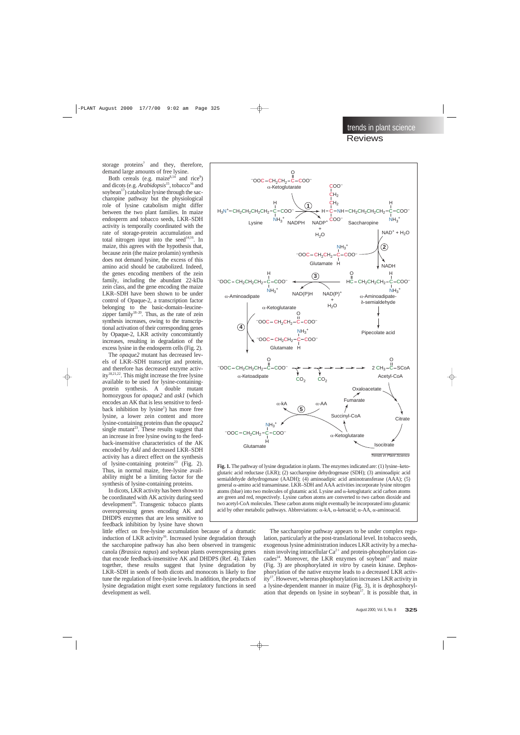storage proteins[7] and they, therefore, demand large amounts of free lysine.

Both cereals (e.g. maize[8,14] and rice[9]) and dicots (e.g. *Arabidopsis*[15], tobacco[16] and soybean[17]) catabolize lysine through the saccharopine pathway but the physiological role of lysine catabolism might differ between the two plant families. In maize endosperm and tobacco seeds, LKR–SDH activity is temporally coordinated with the rate of storage-protein accumulation and total nitrogen input into the seed[14,16]. In maize, this agrees with the hypothesis that, because zein (the maize prolamin) synthesis does not demand lysine, the excess of this amino acid should be catabolized. Indeed, the genes encoding members of the zein family, including the abundant 22-kDa zein class, and the gene encoding the maize LKR–SDH have been shown to be under control of Opaque-2, a transcription factor belonging to the basic-domain–leucine-zipper family[18–20]. Thus, as the rate of zein synthesis increases, owing to the transcriptional activation of their corresponding genes by Opaque-2, LKR activity concomitantly increases, resulting in degradation of the excess lysine in the endosperm cells (Fig. 2).

The *opaque2* mutant has decreased levels of LKR–SDH transcript and protein, and therefore has decreased enzyme activity[18,21,22]. This might increase the free lysine available to be used for lysine-containing-protein synthesis. A double mutant homozygous for *opaque2* and *ask1* (which encodes an AK that is less sensitive to feedback inhibition by lysine[1]) has more free lysine, a lower zein content and more lysine-containing proteins than the *opaque2* single mutant[23]. These results suggest that an increase in free lysine owing to the feedback-insensitive characteristics of the AK encoded by *Askl* and decreased LKR–SDH activity has a direct effect on the synthesis of lysine-containing proteins[23] (Fig. 2). Thus, in normal maize, free-lysine availability might be a limiting factor for the synthesis of lysine-containing proteins.

In dicots, LKR activity has been shown to be coordinated with AK activity during seed development[16]. Transgenic tobacco plants overexpressing genes encoding AK and DHDPS enzymes that are less sensitive to feedback inhibition by lysine have shown little effect on free-lysine accumulation because of a dramatic induction of LKR activity[16]. Increased lysine degradation through the saccharopine pathway has also been observed in transgenic canola (*Brassica napus*) and soybean plants overexpressing genes that encode feedback-insensitive AK and DHDPS (Ref. 4). Taken together, these results suggest that lysine degradation by LKR–SDH in seeds of both dicots and monocots is likely to fine tune the regulation of free-lysine levels. In addition, the products of lysine degradation might exert some regulatory functions in seed development as well.

**Fig. 1.** The pathway of lysine degradation in plants. The enzymes indicated are: (1) lysine–ketoglutaric acid reductase (LKR); (2) saccharopine dehydrogenase (SDH); (3) aminoadipic acid semialdehyde dehydrogenase (AADH); (4) aminoadipic acid aminotransferase (AAA); (5) general α-amino acid transaminase. LKR–SDH and AAA activities incorporate lysine nitrogen atoms (blue) into two molecules of glutamic acid. Lysine and α-ketoglutaric acid carbon atoms are green and red, respectively. Lysine carbon atoms are converted to two carbon dioxide and two acetyl-CoA molecules. These carbon atoms might eventually be incorporated into glutamic acid by other metabolic pathways. Abbreviations: α-kA, α-ketoacid; α-AA, α-aminoacid.

The saccharopine pathway appears to be under complex regulation, particularly at the post-translational level. In tobacco seeds, exogenous lysine administration induces LKR activity by a mechanism involving intracellular $Ca^{2+}$ and protein-phosphorylation cascades[24]. Moreover, the LKR enzymes of soybean[17] and maize (Fig. 3) are phosphorylated *in vitro* by casein kinase. Dephosphorylation of the native enzyme leads to a decreased LKR activity[17]. However, whereas phosphorylation increases LKR activity in a lysine-dependent manner in maize (Fig. 3), it is dephosphorylation that depends on lysine in soybean[17]. It is possible that, in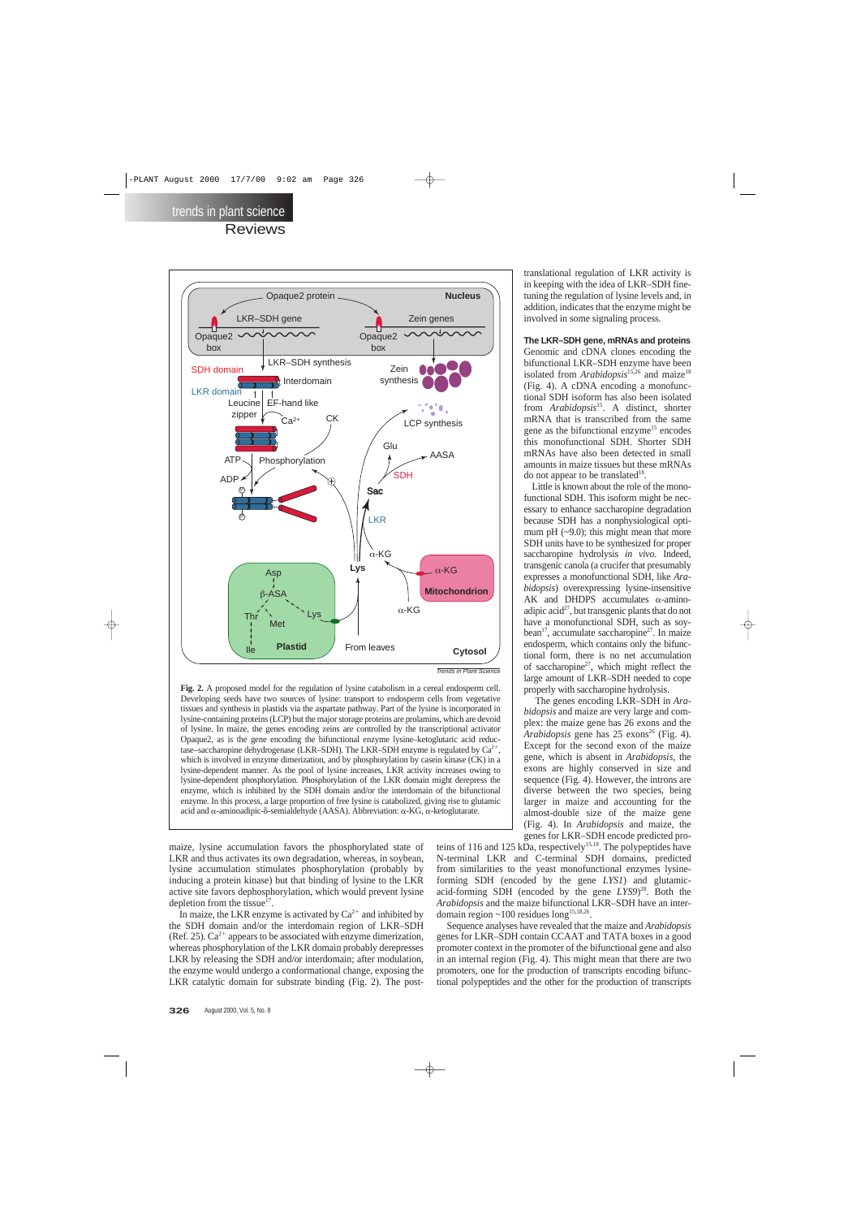**Fig. 2.** A proposed model for the regulation of lysine catabolism in a cereal endosperm cell. Developing seeds have two sources of lysine: transport to endosperm cells from vegetative tissues and synthesis in plastids via the aspartate pathway. Part of the lysine is incorporated in lysine-containing proteins (LCP) but the major storage proteins are prolamins, which are devoid of lysine. In maize, the genes encoding zeins are controlled by the transcriptional activator Opaque2, as is the gene encoding the bifunctional enzyme lysine–ketoglutaric acid reductase–saccharopine dehydrogenase (LKR–SDH). The LKR–SDH enzyme is regulated by $Ca^{2+}$, which is involved in enzyme dimerization, and by phosphorylation by casein kinase (CK) in a lysine-dependent manner. As the pool of lysine increases, LKR activity increases owing to lysine-dependent phosphorylation. Phosphorylation of the LKR domain might derepress the enzyme, which is inhibited by the SDH domain and/or the interdomain of the bifunctional enzyme. In this process, a large proportion of free lysine is catabolized, giving rise to glutamic acid and α-aminoadipic-δ-semialdehyde (AASA). Abbreviation: α-KG, α-ketoglutarate.

maize, lysine accumulation favors the phosphorylated state of LKR and thus activates its own degradation, whereas, in soybean, lysine accumulation stimulates phosphorylation (probably by inducing a protein kinase) but that binding of lysine to the LKR active site favors dephosphorylation, which would prevent lysine depletion from the tissue[17].

In maize, the LKR enzyme is activated by $Ca^{2+}$ and inhibited by the SDH domain and/or the interdomain region of LKR–SDH (Ref. 25). $Ca^{2+}$ appears to be associated with enzyme dimerization, whereas phosphorylation of the LKR domain probably derepresses LKR by releasing the SDH and/or interdomain; after modulation, the enzyme would undergo a conformational change, exposing the LKR catalytic domain for substrate binding (Fig. 2). The post-translational regulation of LKR activity is in keeping with the idea of LKR–SDH fine-tuning the regulation of lysine levels and, in addition, indicates that the enzyme might be involved in some signaling process.

### The LKR–SDH gene, mRNAs and proteins

Genomic and cDNA clones encoding the bifunctional LKR–SDH enzyme have been isolated from *Arabidopsis*[15,26] and maize[18] (Fig. 4). A cDNA encoding a monofunctional SDH isoform has also been isolated from *Arabidopsis*[15]. A distinct, shorter mRNA that is transcribed from the same gene as the bifunctional enzyme[15] encodes this monofunctional SDH. Shorter SDH mRNAs have also been detected in small amounts in maize tissues but these mRNAs do not appear to be translated[18].

Little is known about the role of the monofunctional SDH. This isoform might be necessary to enhance saccharopine degradation because SDH has a nonphysiological optimum pH (~9.0); this might mean that more SDH units have to be synthesized for proper saccharopine hydrolysis *in vivo*. Indeed, transgenic canola (a crucifer that presumably expresses a monofunctional SDH, like *Arabidopsis*) overexpressing lysine-insensitive AK and DHDPS accumulates α-aminoadipic acid[27], but transgenic plants that do not have a monofunctional SDH, such as soybean[17], accumulate saccharopine[27]. In maize endosperm, which contains only the bifunctional form, there is no net accumulation of saccharopine[27], which might reflect the large amount of LKR–SDH needed to cope properly with saccharopine hydrolysis.

The genes encoding LKR–SDH in *Arabidopsis* and maize are very large and complex: the maize gene has 26 exons and the *Arabidopsis* gene has 25 exons[26] (Fig. 4). Except for the second exon of the maize gene, which is absent in *Arabidopsis*, the exons are highly conserved in size and sequence (Fig. 4). However, the introns are diverse between the two species, being larger in maize and accounting for the almost-double size of the maize gene (Fig. 4). In *Arabidopsis* and maize, the genes for LKR–SDH encode predicted proteins of 116 and 125 kDa, respectively[15,18]. The polypeptides have N-terminal LKR and C-terminal SDH domains, predicted from similarities to the yeast monofunctional enzymes lysine-forming SDH (encoded by the gene *LYS1*) and glutamic-acid-forming SDH (encoded by the gene *LYS9*)[28]. Both the *Arabidopsis* and the maize bifunctional LKR–SDH have an interdomain region ~100 residues long[15,18,26].

Sequence analyses have revealed that the maize and *Arabidopsis* genes for LKR–SDH contain CCAAT and TATA boxes in a good promoter context in the promoter of the bifunctional gene and also in an internal region (Fig. 4). This might mean that there are two promoters, one for the production of transcripts encoding bifunctional polypeptides and the other for the production of transcripts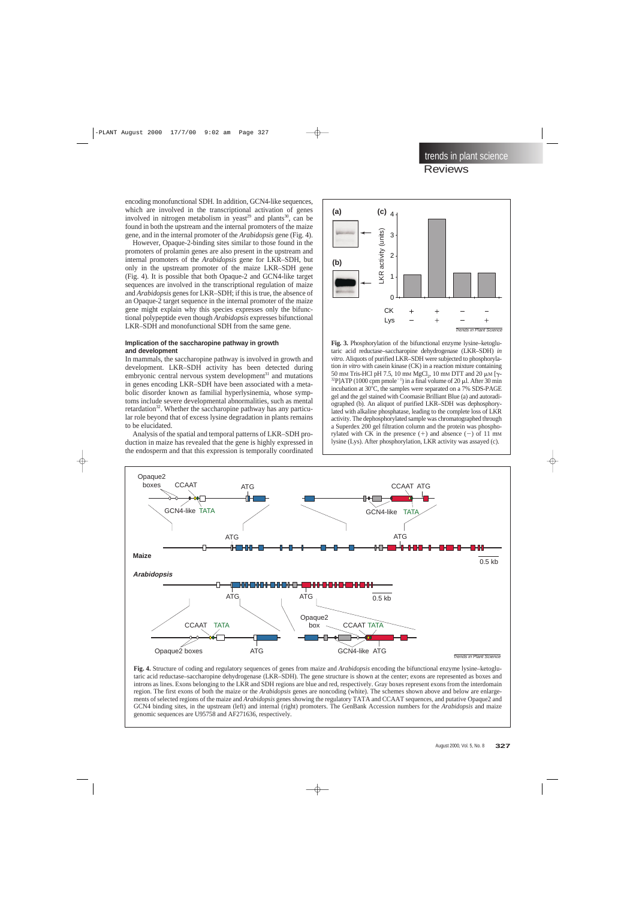encoding monofunctional SDH. In addition, GCN4-like sequences, which are involved in the transcriptional activation of genes involved in nitrogen metabolism in yeast[29] and plants[30], can be found in both the upstream and the internal promoters of the maize gene, and in the internal promoter of the *Arabidopsis* gene (Fig. 4).

However, Opaque-2-binding sites similar to those found in the promoters of prolamin genes are also present in the upstream and internal promoters of the *Arabidopsis* gene for LKR–SDH, but only in the upstream promoter of the maize LKR–SDH gene (Fig. 4). It is possible that both Opaque-2 and GCN4-like target sequences are involved in the transcriptional regulation of maize and *Arabidopsis* genes for LKR–SDH; if this is true, the absence of an Opaque-2 target sequence in the internal promoter of the maize gene might explain why this species expresses only the bifunctional polypeptide even though *Arabidopsis* expresses bifunctional LKR–SDH and monofunctional SDH from the same gene.

#### Implication of the saccharopine pathway in growth and development

In mammals, the saccharopine pathway is involved in growth and development. LKR–SDH activity has been detected during embryonic central nervous system development[31] and mutations in genes encoding LKR–SDH have been associated with a metabolic disorder known as familial hyperlysinemia, whose symptoms include severe developmental abnormalities, such as mental retardation[32]. Whether the saccharopine pathway has any particular role beyond that of excess lysine degradation in plants remains to be elucidated.

Analysis of the spatial and temporal patterns of LKR–SDH production in maize has revealed that the gene is highly expressed in the endosperm and that this expression is temporally coordinated

**Fig. 3.** Phosphorylation of the bifunctional enzyme lysine–ketoglutaric acid reductase–saccharopine dehydrogenase (LKR–SDH) *in vitro*. Aliquots of purified LKR–SDH were subjected to phosphorylation *in vitro* with casein kinase (CK) in a reaction mixture containing 50 mM Tris-HCl pH 7.5, 10 mM $MgCl_2$, 10 mM DTT and 20 µM [γ-$^{32}$P]ATP (1000 cpm $pmole^{-1}$) in a final volume of 20 µl. After 30 min incubation at 30°C, the samples were separated on a 7% SDS-PAGE gel and the gel stained with Coomasie Brilliant Blue (a) and autoradiographed (b). An aliquot of purified LKR–SDH was dephosphorylated with alkaline phosphatase, leading to the complete loss of LKR activity. The dephosphorylated sample was chromatographed through a Superdex 200 gel filtration column and the protein was phosphorylated with CK in the presence (+) and absence (−) of 11 mM lysine (Lys). After phosphorylation, LKR activity was assayed (c).

**Fig. 4.** Structure of coding and regulatory sequences of genes from maize and *Arabidopsis* encoding the bifunctional enzyme lysine–ketoglutaric acid reductase–saccharopine dehydrogenase (LKR–SDH). The gene structure is shown at the center; exons are represented as boxes and introns as lines. Exons belonging to the LKR and SDH regions are blue and red, respectively. Gray boxes represent exons from the interdomain region. The first exons of both the maize or the *Arabidopsis* genes are noncoding (white). The schemes shown above and below are enlargements of selected regions of the maize and *Arabidopsis* genes showing the regulatory TATA and CCAAT sequences, and putative Opaque2 and GCN4 binding sites, in the upstream (left) and internal (right) promoters. The GenBank Accession numbers for the *Arabidopsis* and maize genomic sequences are U95758 and AF271636, respectively.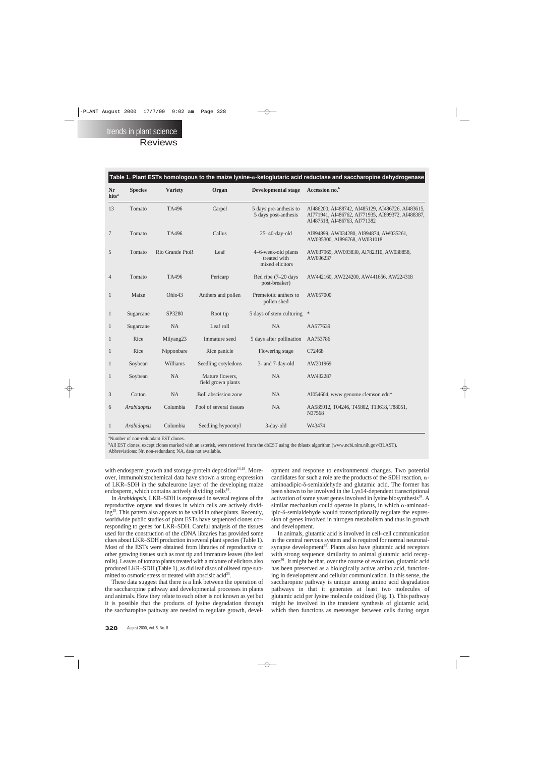**Table 1. Plant ESTs homologous to the maize lysine-α-ketoglutaric acid reductase and saccharopine dehydrogenase**

| Nr hits[a] | Species | Variety | Organ | Developmental stage | Accession no.[b] |
|---|---|---|---|---|---|
| 13 | Tomato | TA496 | Carpel | 5 days pre-anthesis to 5 days post-anthesis | AI486200, AI488742, AI485129, AI486726, AI483615, AI771941, AI486762, AI771935, AI899372, AI488387, AI487518, AI486763, AI771382 |
| 7 | Tomato | TA496 | Callus | 25–40-day-old | AI894899, AW034280, AI894874, AW035261, AW035300, AI896768, AW031018 |
| 5 | Tomato | Rio Grande PtoR | Leaf | 4–6-week-old plants treated with mixed elicitors | AW037965, AW093830, AI782310, AW038858, AW096237 |
| 4 | Tomato | TA496 | Pericarp | Red ripe (7–20 days post-breaker) | AW442160, AW224200, AW441656, AW224318 |
| 1 | Maize | Ohio43 | Anthers and pollen | Premeiotic anthers to pollen shed | AW057000 |
| 1 | Sugarcane | SP3280 | Root tip | 5 days of stem culturing | * |
| 1 | Sugarcane | NA | Leaf roll | NA | AA577639 |
| 1 | Rice | Milyang23 | Immature seed | 5 days after pollination | AA753786 |
| 1 | Rice | Nipponbare | Rice panicle | Flowering stage | C72468 |
| 1 | Soybean | Williams | Seedling cotyledons | 3- and 7-day-old | AW201969 |
| 1 | Soybean | NA | Mature flowers, field grown plants | NA | AW432287 |
| 3 | Cotton | NA | Boll abscission zone | NA | AI054604, www.genome.clemson.edu* |
| 6 | *Arabidopsis* | Columbia | Pool of several tissues | NA | AA585912, T04246, T45802, T13618, T88051, N37568 |
| 1 | *Arabidopsis* | Columbia | Seedling hypocotyl | 3-day-old | W43474 |

[a]Number of non-redundant EST clones.
[b]All EST clones, except clones marked with an asterisk, were retrieved from the dbEST using the tblastx algorithm (www.ncbi.nlm.nih.gov/BLAST).
Abbreviations: Nr, non-redundant; NA, data not available.

with endosperm growth and storage-protein deposition[14,18]. Moreover, immunohistochemical data have shown a strong expression of LKR–SDH in the subaleurone layer of the developing maize endosperm, which contains actively dividing cells[18].

In *Arabidopsis*, LKR–SDH is expressed in several regions of the reproductive organs and tissues in which cells are actively dividing[15]. This pattern also appears to be valid in other plants. Recently, worldwide public studies of plant ESTs have sequenced clones corresponding to genes for LKR–SDH. Careful analysis of the tissues used for the construction of the cDNA libraries has provided some clues about LKR–SDH production in several plant species (Table 1). Most of the ESTs were obtained from libraries of reproductive or other growing tissues such as root tip and immature leaves (the leaf rolls). Leaves of tomato plants treated with a mixture of elicitors also produced LKR–SDH (Table 1), as did leaf discs of oilseed rape submitted to osmotic stress or treated with abscisic acid[33].

These data suggest that there is a link between the operation of the saccharopine pathway and developmental processes in plants and animals. How they relate to each other is not known as yet but it is possible that the products of lysine degradation through the saccharopine pathway are needed to regulate growth, development and response to environmental changes. Two potential candidates for such a role are the products of the SDH reaction, α-aminoadipic-δ-semialdehyde and glutamic acid. The former has been shown to be involved in the Lys14-dependent transcriptional activation of some yeast genes involved in lysine biosynthesis[34]. A similar mechanism could operate in plants, in which α-aminoadipic-δ-semialdehyde would transcriptionally regulate the expression of genes involved in nitrogen metabolism and thus in growth and development.

In animals, glutamic acid is involved in cell–cell communication in the central nervous system and is required for normal neuronal-synapse development[35]. Plants also have glutamic acid receptors with strong sequence similarity to animal glutamic acid receptors[36]. It might be that, over the course of evolution, glutamic acid has been preserved as a biologically active amino acid, functioning in development and cellular communication. In this sense, the saccharopine pathway is unique among amino acid degradation pathways in that it generates at least two molecules of glutamic acid per lysine molecule oxidized (Fig. 1). This pathway might be involved in the transient synthesis of glutamic acid, which then functions as messenger between cells during organ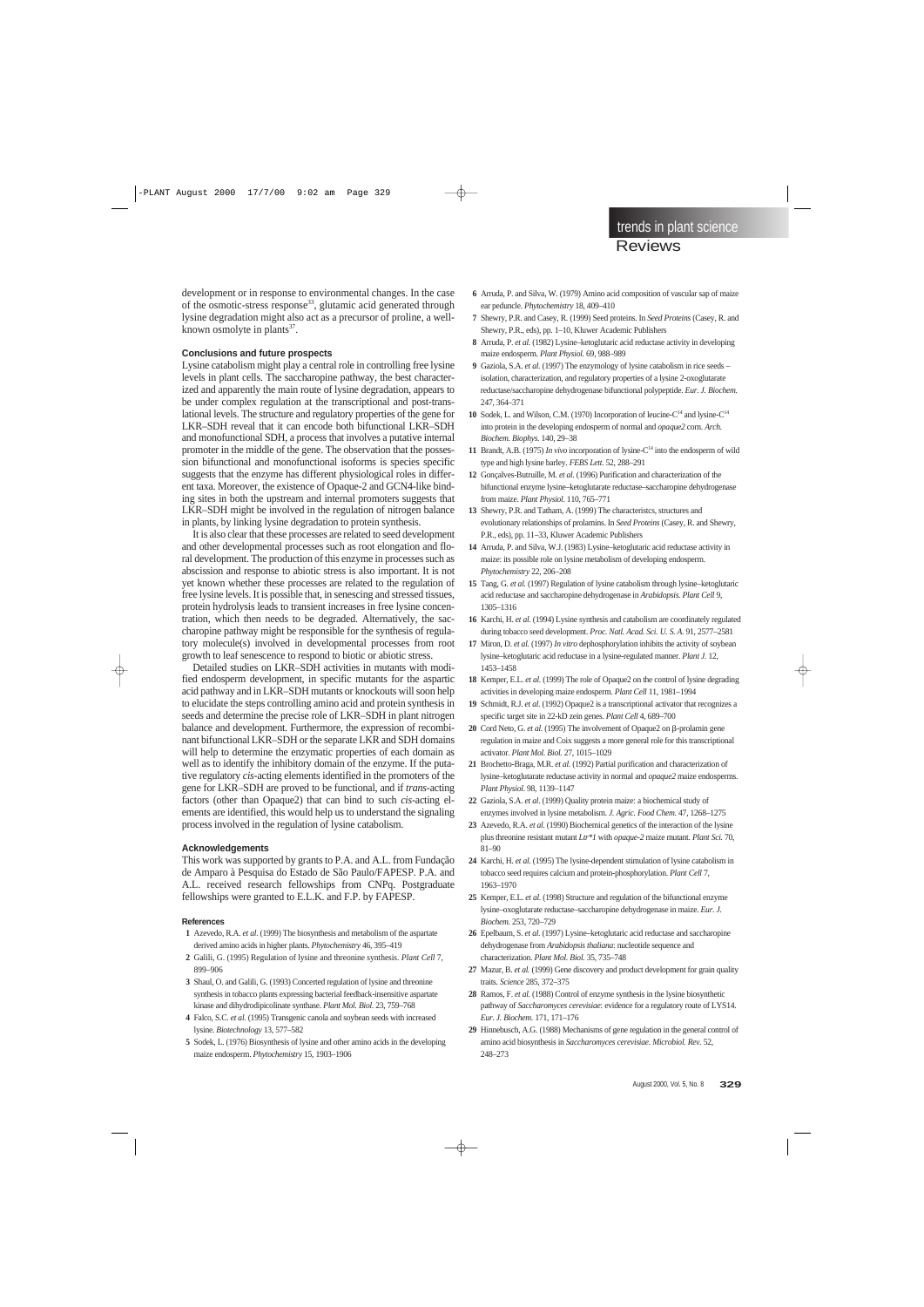development or in response to environmental changes. In the case of the osmotic-stress response[33], glutamic acid generated through lysine degradation might also act as a precursor of proline, a well-known osmolyte in plants[37].

### Conclusions and future prospects

Lysine catabolism might play a central role in controlling free lysine levels in plant cells. The saccharopine pathway, the best characterized and apparently the main route of lysine degradation, appears to be under complex regulation at the transcriptional and post-translational levels. The structure and regulatory properties of the gene for LKR–SDH reveal that it can encode both bifunctional LKR–SDH and monofunctional SDH, a process that involves a putative internal promoter in the middle of the gene. The observation that the possession bifunctional and monofunctional isoforms is species specific suggests that the enzyme has different physiological roles in different taxa. Moreover, the existence of Opaque-2 and GCN4-like binding sites in both the upstream and internal promoters suggests that LKR–SDH might be involved in the regulation of nitrogen balance in plants, by linking lysine degradation to protein synthesis.

It is also clear that these processes are related to seed development and other developmental processes such as root elongation and floral development. The production of this enzyme in processes such as abscission and response to abiotic stress is also important. It is not yet known whether these processes are related to the regulation of free lysine levels. It is possible that, in senescing and stressed tissues, protein hydrolysis leads to transient increases in free lysine concentration, which then needs to be degraded. Alternatively, the saccharopine pathway might be responsible for the synthesis of regulatory molecule(s) involved in developmental processes from root growth to leaf senescence to respond to biotic or abiotic stress.

Detailed studies on LKR–SDH activities in mutants with modified endosperm development, in specific mutants for the aspartic acid pathway and in LKR–SDH mutants or knockouts will soon help to elucidate the steps controlling amino acid and protein synthesis in seeds and determine the precise role of LKR–SDH in plant nitrogen balance and development. Furthermore, the expression of recombinant bifunctional LKR–SDH or the separate LKR and SDH domains will help to determine the enzymatic properties of each domain as well as to identify the inhibitory domain of the enzyme. If the putative regulatory *cis*-acting elements identified in the promoters of the gene for LKR–SDH are proved to be functional, and if *trans*-acting factors (other than Opaque2) that can bind to such *cis*-acting elements are identified, this would help us to understand the signaling process involved in the regulation of lysine catabolism.

### Acknowledgements

This work was supported by grants to P.A. and A.L. from Fundação de Amparo à Pesquisa do Estado de São Paulo/FAPESP. P.A. and A.L. received research fellowships from CNPq. Postgraduate fellowships were granted to E.L.K. and F.P. by FAPESP.

#### References

1 Azevedo, R.A. *et al.* (1999) The biosynthesis and metabolism of the aspartate derived amino acids in higher plants. *Phytochemistry* 46, 395–419
2 Galili, G. (1995) Regulation of lysine and threonine synthesis. *Plant Cell* 7, 899–906
3 Shaul, O. and Galili, G. (1993) Concerted regulation of lysine and threonine synthesis in tobacco plants expressing bacterial feedback-insensitive aspartate kinase and dihydrodipicolinate synthase. *Plant Mol. Biol.* 23, 759–768
4 Falco, S.C. *et al.* (1995) Transgenic canola and soybean seeds with increased lysine. *Biotechnology* 13, 577–582
5 Sodek, L. (1976) Biosynthesis of lysine and other amino acids in the developing maize endosperm. *Phytochemistry* 15, 1903–1906
6 Arruda, P. and Silva, W. (1979) Amino acid composition of vascular sap of maize ear peduncle. *Phytochemistry* 18, 409–410
7 Shewry, P.R. and Casey, R. (1999) Seed proteins. In *Seed Proteins* (Casey, R. and Shewry, P.R., eds), pp. 1–10, Kluwer Academic Publishers
8 Arruda, P. *et al.* (1982) Lysine–ketoglutaric acid reductase activity in developing maize endosperm. *Plant Physiol.* 69, 988–989
9 Gaziola, S.A. *et al.* (1997) The enzymology of lysine catabolism in rice seeds – isolation, characterization, and regulatory properties of a lysine 2-oxoglutarate reductase/saccharopine dehydrogenase bifunctional polypeptide. *Eur. J. Biochem.* 247, 364–371
10 Sodek, L. and Wilson, C.M. (1970) Incorporation of leucine-C[14] and lysine-C[14] into protein in the developing endosperm of normal and *opaque2* corn. *Arch. Biochem. Biophys.* 140, 29–38
11 Brandt, A.B. (1975) *In vivo* incorporation of lysine-C[14] into the endosperm of wild type and high lysine barley. *FEBS Lett.* 52, 288–291
12 Gonçalves-Butruille, M. *et al.* (1996) Purification and characterization of the bifunctional enzyme lysine–ketoglutarate reductase–saccharopine dehydrogenase from maize. *Plant Physiol.* 110, 765–771
13 Shewry, P.R. and Tatham, A. (1999) The characteristcs, structures and evolutionary relationships of prolamins. In *Seed Proteins* (Casey, R. and Shewry, P.R., eds), pp. 11–33, Kluwer Academic Publishers
14 Arruda, P. and Silva, W.J. (1983) Lysine–ketoglutaric acid reductase activity in maize: its possible role on lysine metabolism of developing endosperm. *Phytochemistry* 22, 206–208
15 Tang, G. *et al.* (1997) Regulation of lysine catabolism through lysine–ketoglutaric acid reductase and saccharopine dehydrogenase in *Arabidopsis*. *Plant Cell* 9, 1305–1316
16 Karchi, H. *et al.* (1994) Lysine synthesis and catabolism are coordinately regulated during tobacco seed development. *Proc. Natl. Acad. Sci. U. S. A.* 91, 2577–2581
17 Miron, D. *et al.* (1997) *In vitro* dephosphorylation inhibits the activity of soybean lysine–ketoglutaric acid reductase in a lysine-regulated manner. *Plant J.* 12, 1453–1458
18 Kemper, E.L. *et al.* (1999) The role of Opaque2 on the control of lysine degrading activities in developing maize endosperm. *Plant Cell* 11, 1981–1994
19 Schmidt, R.J. *et al.* (1992) Opaque2 is a transcriptional activator that recognizes a specific target site in 22-kD zein genes. *Plant Cell* 4, 689–700
20 Cord Neto, G. *et al.* (1995) The involvement of Opaque2 on β-prolamin gene regulation in maize and Coix suggests a more general role for this transcriptional activator. *Plant Mol. Biol.* 27, 1015–1029
21 Brochetto-Braga, M.R. *et al.* (1992) Partial purification and characterization of lysine–ketoglutarate reductase activity in normal and *opaque2* maize endosperms. *Plant Physiol.* 98, 1139–1147
22 Gaziola, S.A. *et al.* (1999) Quality protein maize: a biochemical study of enzymes involved in lysine metabolism. *J. Agric. Food Chem.* 47, 1268–1275
23 Azevedo, R.A. *et al.* (1990) Biochemical genetics of the interaction of the lysine plus threonine resistant mutant *Ltr\*1* with *opaque-2* maize mutant. *Plant Sci.* 70, 81–90
24 Karchi, H. *et al.* (1995) The lysine-dependent stimulation of lysine catabolism in tobacco seed requires calcium and protein-phosphorylation. *Plant Cell* 7, 1963–1970
25 Kemper, E.L. *et al.* (1998) Structure and regulation of the bifunctional enzyme lysine–oxoglutarate reductase–saccharopine dehydrogenase in maize. *Eur. J. Biochem.* 253, 720–729
26 Epelbaum, S. *et al.* (1997) Lysine–ketoglutaric acid reductase and saccharopine dehydrogenase from *Arabidopsis thaliana*: nucleotide sequence and characterization. *Plant Mol. Biol.* 35, 735–748
27 Mazur, B. *et al.* (1999) Gene discovery and product development for grain quality traits. *Science* 285, 372–375
28 Ramos, F. *et al.* (1988) Control of enzyme synthesis in the lysine biosynthetic pathway of *Saccharomyces cerevisiae*: evidence for a regulatory route of LYS14. *Eur. J. Biochem.* 171, 171–176
29 Hinnebusch, A.G. (1988) Mechanisms of gene regulation in the general control of amino acid biosynthesis in *Saccharomyces cerevisiae*. *Microbiol. Rev.* 52, 248–273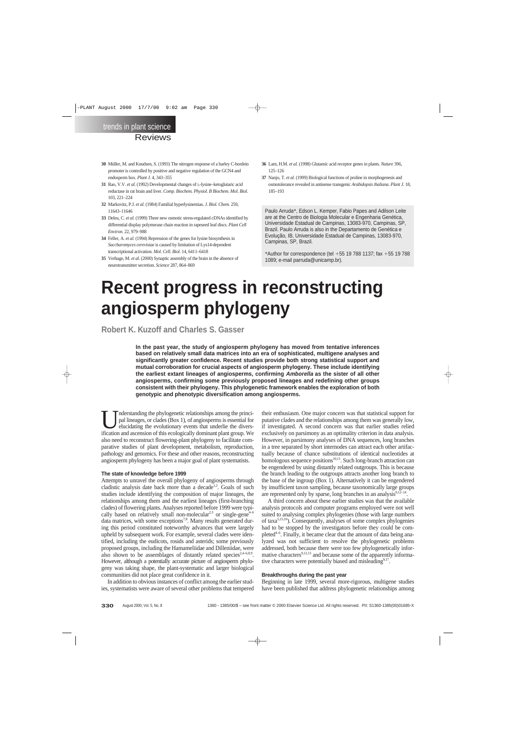30 Müller, M. and Knudsen, S. (1993) The nitrogen response of a barley C-hordein promoter is controlled by positive and negative regulation of the GCN4 and endosperm box. *Plant J.* 4, 343–355

31 Rao, V.V. *et al.* (1992) Developmental changes of L-lysine–ketoglutaric acid reductase in rat brain and liver. *Comp. Biochem. Physiol. B Biochem. Mol. Biol.* 103, 221–224

32 Markovitz, P.J. *et al.* (1984) Familial hyperlysinemias. *J. Biol. Chem.* 259, 11643–11646

33 Deleu, C. *et al.* (1999) Three new osmotic stress-regulated cDNAs identified by differential display polymerase chain reaction in rapeseed leaf discs. *Plant Cell Environ.* 22, 979–988

34 Feller, A. *et al.* (1994) Repression of the genes for lysine biosynthesis in *Saccharomyces cerevisiae* is caused by limitation of Lys14-dependent transcriptional activation. *Mol. Cell. Biol.* 14, 6411–6418

35 Verhage, M. *et al.* (2000) Synaptic assembly of the brain in the absence of neurotransmitter secretion. *Science* 287, 864–869

36 Lam, H.M. *et al.* (1998) Glutamic acid receptor genes in plants. *Nature* 396, 125–126

37 Nanjo, T. *et al.* (1999) Biological functions of proline in morphogenesis and osmotolerance revealed in antisense transgenic *Arabidopsis thaliana*. *Plant J.* 18, 185–193

Paulo Arruda*, Edson L. Kemper, Fabio Papes and Adilson Leite are at the Centro de Biologia Molecular e Engenharia Genética, Universidade Estadual de Campinas, 13083-970, Campinas, SP, Brazil. Paulo Arruda is also in the Departamento de Genética e Evolução, IB, Universidade Estadual de Campinas, 13083-970, Campinas, SP, Brazil.

*Author for correspondence (tel +55 19 788 1137; fax +55 19 788 1089; e-mail parruda@unicamp.br).

# Recent progress in reconstructing angiosperm phylogeny

**Robert K. Kuzoff and Charles S. Gasser**

**In the past year, the study of angiosperm phylogeny has moved from tentative inferences based on relatively small data matrices into an era of sophisticated, multigene analyses and significantly greater confidence. Recent studies provide both strong statistical support and mutual corroboration for crucial aspects of angiosperm phylogeny. These include identifying the earliest extant lineages of angiosperms, confirming *Amborella* as the sister of all other angiosperms, confirming some previously proposed lineages and redefining other groups consistent with their phylogeny. This phylogenetic framework enables the exploration of both genotypic and phenotypic diversification among angiosperms.**

Understanding the phylogenetic relationships among the principal lineages, or clades (Box 1), of angiosperms is essential for elucidating the evolutionary events that underlie the diversification and ascension of this ecologically dominant plant group. We also need to reconstruct flowering-plant phylogeny to facilitate comparative studies of plant development, metabolism, reproduction, pathology and genomics. For these and other reasons, reconstructing angiosperm phylogeny has been a major goal of plant systematists.

### The state of knowledge before 1999

Attempts to unravel the overall phylogeny of angiosperms through cladistic analysis date back more than a decade[1,2]. Goals of such studies include identifying the composition of major lineages, the relationships among them and the earliest lineages (first-branching clades) of flowering plants. Analyses reported before 1999 were typically based on relatively small non-molecular[2,3] or single-gene[4–6] data matrices, with some exceptions[7,8]. Many results generated during this period constituted noteworthy advances that were largely upheld by subsequent work. For example, several clades were identified, including the eudicots, rosids and asterids; some previously proposed groups, including the Hamameliidae and Dilleniidae, were also shown to be assemblages of distantly related species[2,4–6,8,9]. However, although a potentially accurate picture of angiosperm phylogeny was taking shape, the plant-systematic and larger biological communities did not place great confidence in it.

In addition to obvious instances of conflict among the earlier studies, systematists were aware of several other problems that tempered their enthusiasm. One major concern was that statistical support for putative clades and the relationships among them was generally low, if investigated. A second concern was that earlier studies relied exclusively on parsimony as an optimality criterion in data analysis. However, in parsimony analyses of DNA sequences, long branches in a tree separated by short internodes can attract each other artifactually because of chance substitutions of identical nucleotides at homologous sequence positions[10,11]. Such long-branch attraction can be engendered by using distantly related outgroups. This is because the branch leading to the outgroups attracts another long branch to the base of the ingroup (Box 1). Alternatively it can be engendered by insufficient taxon sampling, because taxonomically large groups are represented only by sparse, long branches in an analysis[9,12–14].

A third concern about these earlier studies was that the available analysis protocols and computer programs employed were not well suited to analysing complex phylogenies (those with large numbers of taxa[5,15,16]). Consequently, analyses of some complex phylogenies had to be stopped by the investigators before they could be completed[4–6]. Finally, it became clear that the amount of data being analyzed was not sufficient to resolve the phylogenetic problems addressed, both because there were too few phylogenetically informative characters[9,12,15] and because some of the apparently informative characters were potentially biased and misleading[9,17].

### Breakthroughs during the past year

Beginning in late 1999, several more-rigorous, multigene studies have been published that address phylogenetic relationships among